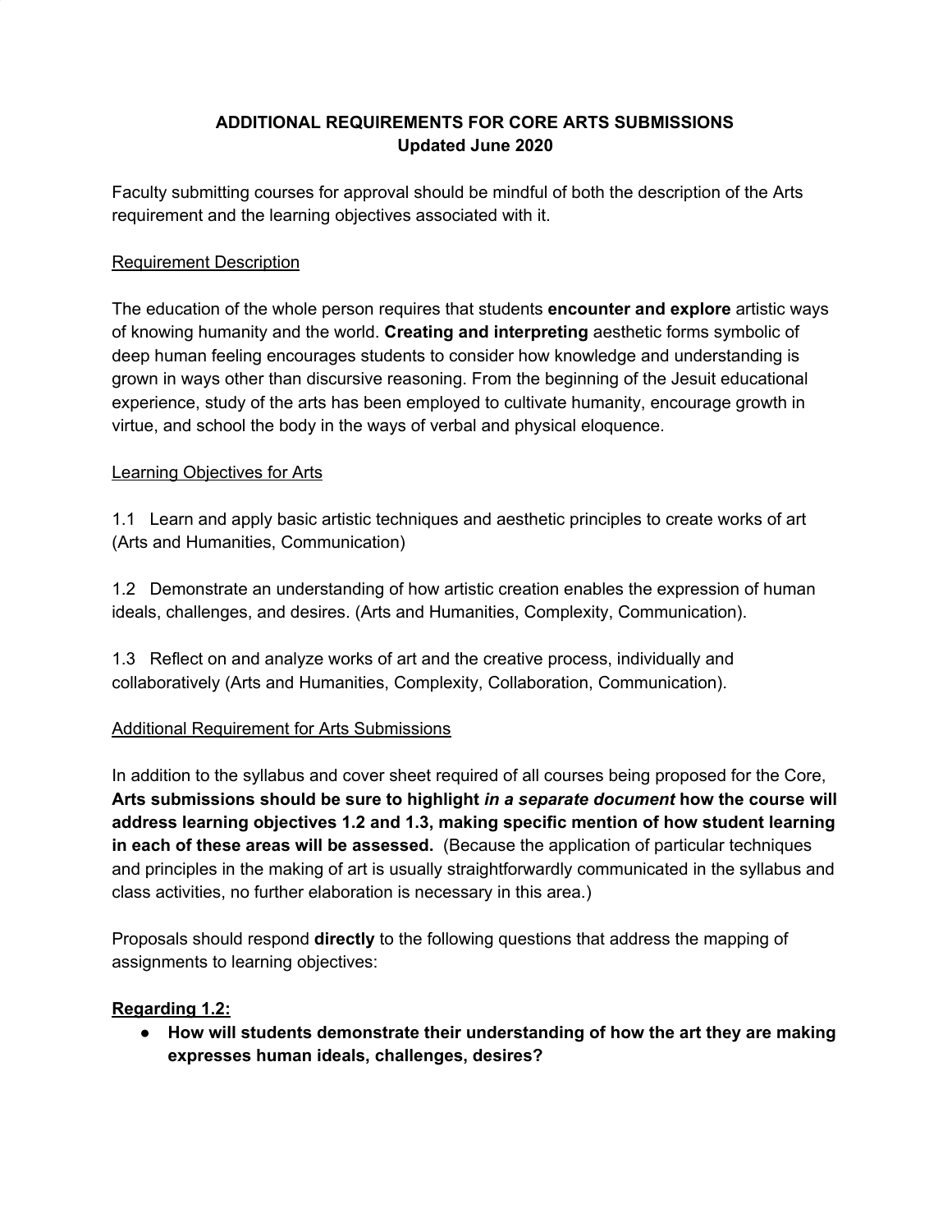# ADDITIONAL REQUIREMENTS FOR CORE ARTS SUBMISSIONS
## Updated June 2020

Faculty submitting courses for approval should be mindful of both the description of the Arts requirement and the learning objectives associated with it.

### Requirement Description

The education of the whole person requires that students **encounter and explore** artistic ways of knowing humanity and the world. **Creating and interpreting** aesthetic forms symbolic of deep human feeling encourages students to consider how knowledge and understanding is grown in ways other than discursive reasoning. From the beginning of the Jesuit educational experience, study of the arts has been employed to cultivate humanity, encourage growth in virtue, and school the body in the ways of verbal and physical eloquence.

### Learning Objectives for Arts

1.1 Learn and apply basic artistic techniques and aesthetic principles to create works of art (Arts and Humanities, Communication)

1.2 Demonstrate an understanding of how artistic creation enables the expression of human ideals, challenges, and desires. (Arts and Humanities, Complexity, Communication).

1.3 Reflect on and analyze works of art and the creative process, individually and collaboratively (Arts and Humanities, Complexity, Collaboration, Communication).

### Additional Requirement for Arts Submissions

In addition to the syllabus and cover sheet required of all courses being proposed for the Core, **Arts submissions should be sure to highlight *in a separate document* how the course will address learning objectives 1.2 and 1.3, making specific mention of how student learning in each of these areas will be assessed.** (Because the application of particular techniques and principles in the making of art is usually straightforwardly communicated in the syllabus and class activities, no further elaboration is necessary in this area.)

Proposals should respond **directly** to the following questions that address the mapping of assignments to learning objectives:

**Regarding 1.2:**

- **How will students demonstrate their understanding of how the art they are making expresses human ideals, challenges, desires?**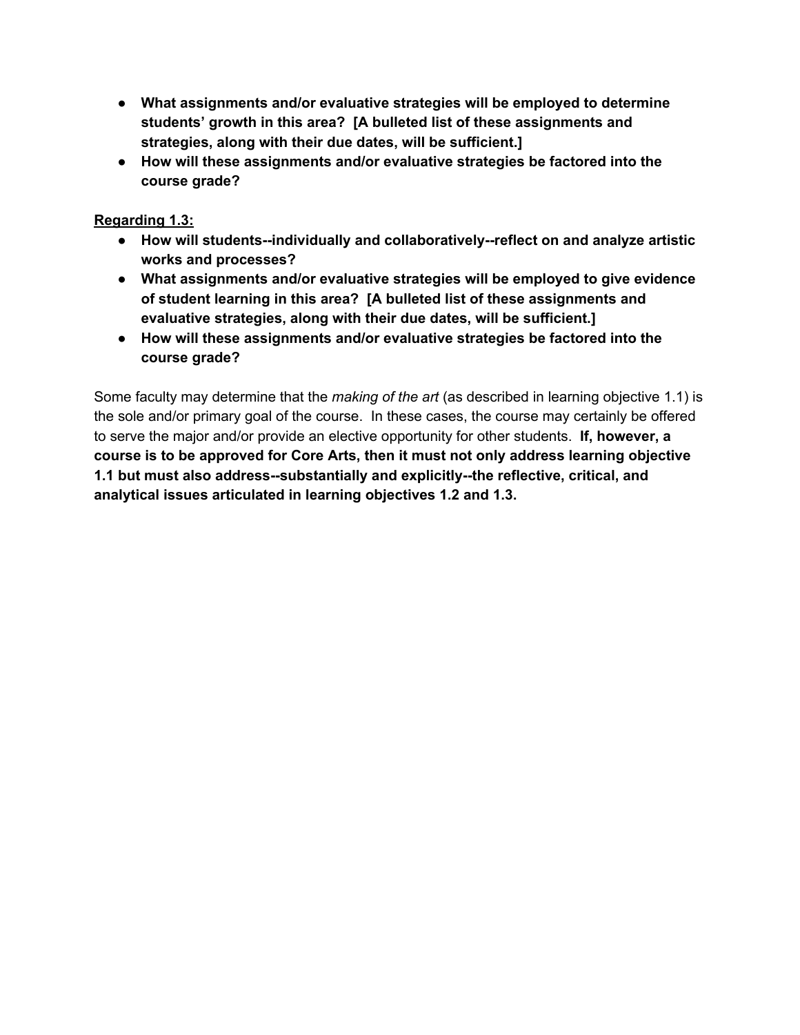- **What assignments and/or evaluative strategies will be employed to determine students' growth in this area? [A bulleted list of these assignments and strategies, along with their due dates, will be sufficient.]**
- **How will these assignments and/or evaluative strategies be factored into the course grade?**

**Regarding 1.3:**

- **How will students--individually and collaboratively--reflect on and analyze artistic works and processes?**
- **What assignments and/or evaluative strategies will be employed to give evidence of student learning in this area? [A bulleted list of these assignments and evaluative strategies, along with their due dates, will be sufficient.]**
- **How will these assignments and/or evaluative strategies be factored into the course grade?**

Some faculty may determine that the *making of the art* (as described in learning objective 1.1) is the sole and/or primary goal of the course. In these cases, the course may certainly be offered to serve the major and/or provide an elective opportunity for other students. **If, however, a course is to be approved for Core Arts, then it must not only address learning objective 1.1 but must also address--substantially and explicitly--the reflective, critical, and analytical issues articulated in learning objectives 1.2 and 1.3.**